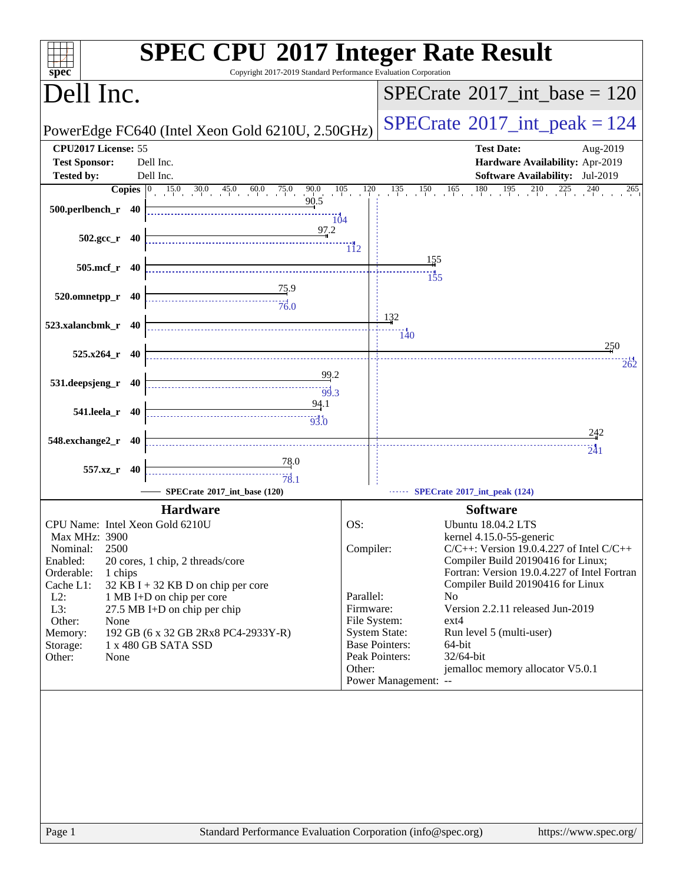# SPEC CPU 2017 Integer Rate Result

Copyright 2017-2019 Standard Performance Evaluation Corporation

## Dell Inc.

PowerEdge FC640 (Intel Xeon Gold 6210U, 2.50GHz)

SPECrate 2017_int_base = 120

SPECrate 2017_int_peak = 124

**CPU2017 License:** 55
**Test Sponsor:** Dell Inc.
**Tested by:** Dell Inc.

**Test Date:** Aug-2019
**Hardware Availability:** Apr-2019
**Software Availability:** Jul-2019

| Benchmark | Copies | Base | Peak |
|---|---|---|---|
| 500.perlbench_r | 40 | 90.5 | 104 |
| 502.gcc_r | 40 | 97.2 | 112 |
| 505.mcf_r | 40 | 155 | 155 |
| 520.omnetpp_r | 40 | 75.9 | 76.0 |
| 523.xalancbmk_r | 40 | 132 | 140 |
| 525.x264_r | 40 | 250 | 262 |
| 531.deepsjeng_r | 40 | 99.2 | 99.3 |
| 541.leela_r | 40 | 94.1 | 93.0 |
| 548.exchange2_r | 40 | 242 | 241 |
| 557.xz_r | 40 | 78.0 | 78.1 |

SPECrate 2017_int_base (120) — SPECrate 2017_int_peak (124)

### Hardware

| | |
|---|---|
| CPU Name: | Intel Xeon Gold 6210U |
| Max MHz: | 3900 |
| Nominal: | 2500 |
| Enabled: | 20 cores, 1 chip, 2 threads/core |
| Orderable: | 1 chips |
| Cache L1: | 32 KB I + 32 KB D on chip per core |
| L2: | 1 MB I+D on chip per core |
| L3: | 27.5 MB I+D on chip per chip |
| Other: | None |
| Memory: | 192 GB (6 x 32 GB 2Rx8 PC4-2933Y-R) |
| Storage: | 1 x 480 GB SATA SSD |
| Other: | None |

### Software

| | |
|---|---|
| OS: | Ubuntu 18.04.2 LTS kernel 4.15.0-55-generic |
| Compiler: | C/C++: Version 19.0.4.227 of Intel C/C++ Compiler Build 20190416 for Linux; Fortran: Version 19.0.4.227 of Intel Fortran Compiler Build 20190416 for Linux |
| Parallel: | No |
| Firmware: | Version 2.2.11 released Jun-2019 |
| File System: | ext4 |
| System State: | Run level 5 (multi-user) |
| Base Pointers: | 64-bit |
| Peak Pointers: | 32/64-bit |
| Other: | jemalloc memory allocator V5.0.1 |
| Power Management: | -- |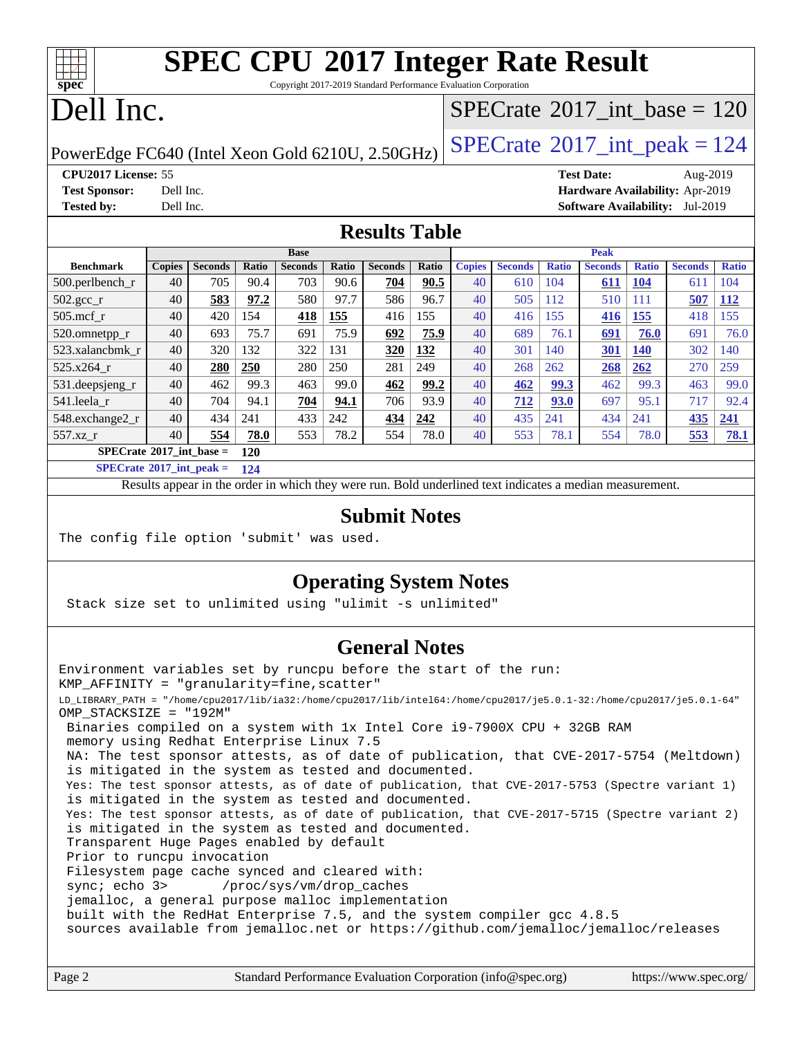# SPEC CPU 2017 Integer Rate Result

Copyright 2017-2019 Standard Performance Evaluation Corporation

# Dell Inc.

PowerEdge FC640 (Intel Xeon Gold 6210U, 2.50GHz)

SPECrate 2017_int_base = 120

SPECrate 2017_int_peak = 124

**CPU2017 License:** 55
**Test Sponsor:** Dell Inc.
**Tested by:** Dell Inc.

**Test Date:** Aug-2019
**Hardware Availability:** Apr-2019
**Software Availability:** Jul-2019

## Results Table

| | Base | | | | | | | Peak | | | | | | |
|---|---|---|---|---|---|---|---|---|---|---|---|---|---|---|
| **Benchmark** | **Copies** | **Seconds** | **Ratio** | **Seconds** | **Ratio** | **Seconds** | **Ratio** | **Copies** | **Seconds** | **Ratio** | **Seconds** | **Ratio** | **Seconds** | **Ratio** |
| 500.perlbench_r | 40 | 705 | 90.4 | 703 | 90.6 | **704** | **90.5** | 40 | 610 | 104 | **611** | **104** | 611 | 104 |
| 502.gcc_r | 40 | **583** | **97.2** | 580 | 97.7 | 586 | 96.7 | 40 | 505 | 112 | 510 | 111 | **507** | **112** |
| 505.mcf_r | 40 | 420 | 154 | **418** | **155** | 416 | 155 | 40 | 416 | 155 | **416** | **155** | 418 | 155 |
| 520.omnetpp_r | 40 | 693 | 75.7 | 691 | 75.9 | **692** | **75.9** | 40 | 689 | 76.1 | **691** | **76.0** | 691 | 76.0 |
| 523.xalancbmk_r | 40 | 320 | 132 | 322 | 131 | **320** | **132** | 40 | 301 | 140 | **301** | **140** | 302 | 140 |
| 525.x264_r | 40 | **280** | **250** | 280 | 250 | 281 | 249 | 40 | 268 | 262 | **268** | **262** | 270 | 259 |
| 531.deepsjeng_r | 40 | 462 | 99.3 | 463 | 99.0 | **462** | **99.2** | 40 | **462** | **99.3** | 462 | 99.3 | 463 | 99.0 |
| 541.leela_r | 40 | 704 | 94.1 | **704** | **94.1** | 706 | 93.9 | 40 | **712** | **93.0** | 697 | 95.1 | 717 | 92.4 |
| 548.exchange2_r | 40 | 434 | 241 | 433 | 242 | **434** | **242** | 40 | 435 | 241 | 434 | 241 | **435** | **241** |
| 557.xz_r | 40 | **554** | **78.0** | 553 | 78.2 | 554 | 78.0 | 40 | 553 | 78.1 | 554 | 78.0 | **553** | **78.1** |

**SPECrate 2017_int_base = 120**

**SPECrate 2017_int_peak = 124**

Results appear in the order in which they were run. Bold underlined text indicates a median measurement.

## Submit Notes

```
The config file option 'submit' was used.
```

## Operating System Notes

```
Stack size set to unlimited using "ulimit -s unlimited"
```

## General Notes

```
Environment variables set by runcpu before the start of the run:
KMP_AFFINITY = "granularity=fine,scatter"
LD_LIBRARY_PATH = "/home/cpu2017/lib/ia32:/home/cpu2017/lib/intel64:/home/cpu2017/je5.0.1-32:/home/cpu2017/je5.0.1-64"
OMP_STACKSIZE = "192M"
 Binaries compiled on a system with 1x Intel Core i9-7900X CPU + 32GB RAM
 memory using Redhat Enterprise Linux 7.5
 NA: The test sponsor attests, as of date of publication, that CVE-2017-5754 (Meltdown)
 is mitigated in the system as tested and documented.
 Yes: The test sponsor attests, as of date of publication, that CVE-2017-5753 (Spectre variant 1)
 is mitigated in the system as tested and documented.
 Yes: The test sponsor attests, as of date of publication, that CVE-2017-5715 (Spectre variant 2)
 is mitigated in the system as tested and documented.
 Transparent Huge Pages enabled by default
 Prior to runcpu invocation
 Filesystem page cache synced and cleared with:
 sync; echo 3>       /proc/sys/vm/drop_caches
 jemalloc, a general purpose malloc implementation
 built with the RedHat Enterprise 7.5, and the system compiler gcc 4.8.5
 sources available from jemalloc.net or https://github.com/jemalloc/jemalloc/releases
```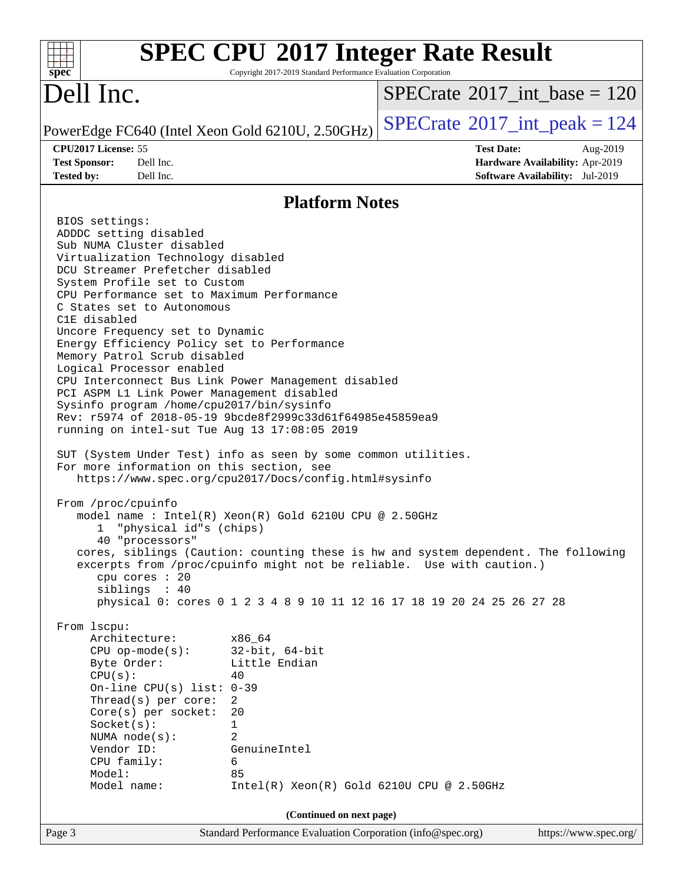## Platform Notes

```
BIOS settings:
ADDDC setting disabled
Sub NUMA Cluster disabled
Virtualization Technology disabled
DCU Streamer Prefetcher disabled
System Profile set to Custom
CPU Performance set to Maximum Performance
C States set to Autonomous
C1E disabled
Uncore Frequency set to Dynamic
Energy Efficiency Policy set to Performance
Memory Patrol Scrub disabled
Logical Processor enabled
CPU Interconnect Bus Link Power Management disabled
PCI ASPM L1 Link Power Management disabled
Sysinfo program /home/cpu2017/bin/sysinfo
Rev: r5974 of 2018-05-19 9bcde8f2999c33d61f64985e45859ea9
running on intel-sut Tue Aug 13 17:08:05 2019

SUT (System Under Test) info as seen by some common utilities.
For more information on this section, see
   https://www.spec.org/cpu2017/Docs/config.html#sysinfo

From /proc/cpuinfo
   model name : Intel(R) Xeon(R) Gold 6210U CPU @ 2.50GHz
      1  "physical id"s (chips)
      40 "processors"
   cores, siblings (Caution: counting these is hw and system dependent. The following
   excerpts from /proc/cpuinfo might not be reliable.  Use with caution.)
      cpu cores : 20
      siblings  : 40
      physical 0: cores 0 1 2 3 4 8 9 10 11 12 16 17 18 19 20 24 25 26 27 28

From lscpu:
     Architecture:         x86_64
     CPU op-mode(s):       32-bit, 64-bit
     Byte Order:           Little Endian
     CPU(s):               40
     On-line CPU(s) list: 0-39
     Thread(s) per core:  2
     Core(s) per socket:  20
     Socket(s):            1
     NUMA node(s):         2
     Vendor ID:            GenuineIntel
     CPU family:           6
     Model:                85
     Model name:           Intel(R) Xeon(R) Gold 6210U CPU @ 2.50GHz
```

**(Continued on next page)**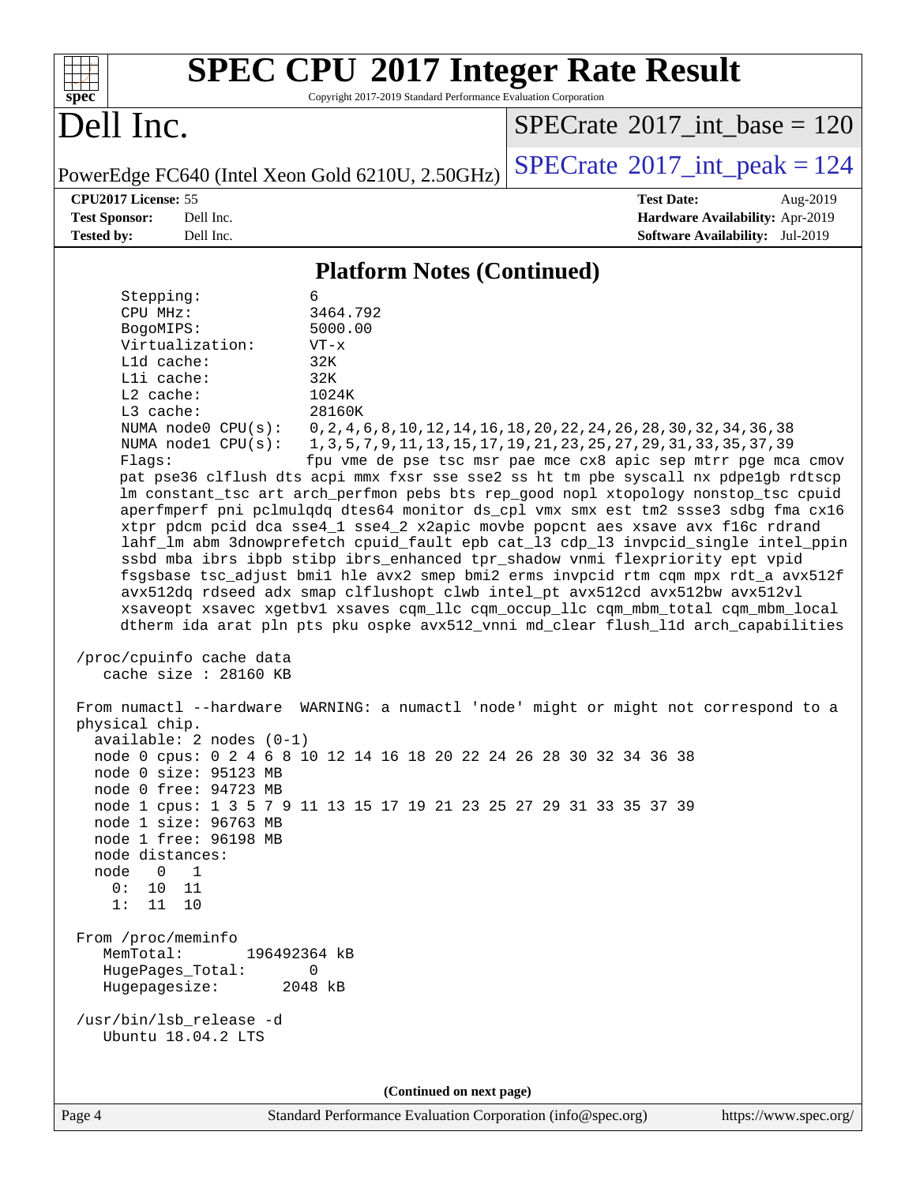## Platform Notes (Continued)

```
    Stepping:              6
    CPU MHz:               3464.792
    BogoMIPS:              5000.00
    Virtualization:        VT-x
    L1d cache:             32K
    L1i cache:             32K
    L2 cache:              1024K
    L3 cache:              28160K
    NUMA node0 CPU(s):     0,2,4,6,8,10,12,14,16,18,20,22,24,26,28,30,32,34,36,38
    NUMA node1 CPU(s):     1,3,5,7,9,11,13,15,17,19,21,23,25,27,29,31,33,35,37,39
    Flags:                 fpu vme de pse tsc msr pae mce cx8 apic sep mtrr pge mca cmov
    pat pse36 clflush dts acpi mmx fxsr sse sse2 ss ht tm pbe syscall nx pdpe1gb rdtscp
    lm constant_tsc art arch_perfmon pebs bts rep_good nopl xtopology nonstop_tsc cpuid
    aperfmperf pni pclmulqdq dtes64 monitor ds_cpl vmx smx est tm2 ssse3 sdbg fma cx16
    xtpr pdcm pcid dca sse4_1 sse4_2 x2apic movbe popcnt aes xsave avx f16c rdrand
    lahf_lm abm 3dnowprefetch cpuid_fault epb cat_l3 cdp_l3 invpcid_single intel_ppin
    ssbd mba ibrs ibpb stibp ibrs_enhanced tpr_shadow vnmi flexpriority ept vpid
    fsgsbase tsc_adjust bmi1 hle avx2 smep bmi2 erms invpcid rtm cqm mpx rdt_a avx512f
    avx512dq rdseed adx smap clflushopt clwb intel_pt avx512cd avx512bw avx512vl
    xsaveopt xsavec xgetbv1 xsaves cqm_llc cqm_occup_llc cqm_mbm_total cqm_mbm_local
    dtherm ida arat pln pts pku ospke avx512_vnni md_clear flush_l1d arch_capabilities

 /proc/cpuinfo cache data
    cache size : 28160 KB

 From numactl --hardware  WARNING: a numactl 'node' might or might not correspond to a
 physical chip.
   available: 2 nodes (0-1)
   node 0 cpus: 0 2 4 6 8 10 12 14 16 18 20 22 24 26 28 30 32 34 36 38
   node 0 size: 95123 MB
   node 0 free: 94723 MB
   node 1 cpus: 1 3 5 7 9 11 13 15 17 19 21 23 25 27 29 31 33 35 37 39
   node 1 size: 96763 MB
   node 1 free: 96198 MB
   node distances:
   node   0   1
     0:  10  11
     1:  11  10

 From /proc/meminfo
    MemTotal:       196492364 kB
    HugePages_Total:       0
    Hugepagesize:       2048 kB

 /usr/bin/lsb_release -d
    Ubuntu 18.04.2 LTS
```

(Continued on next page)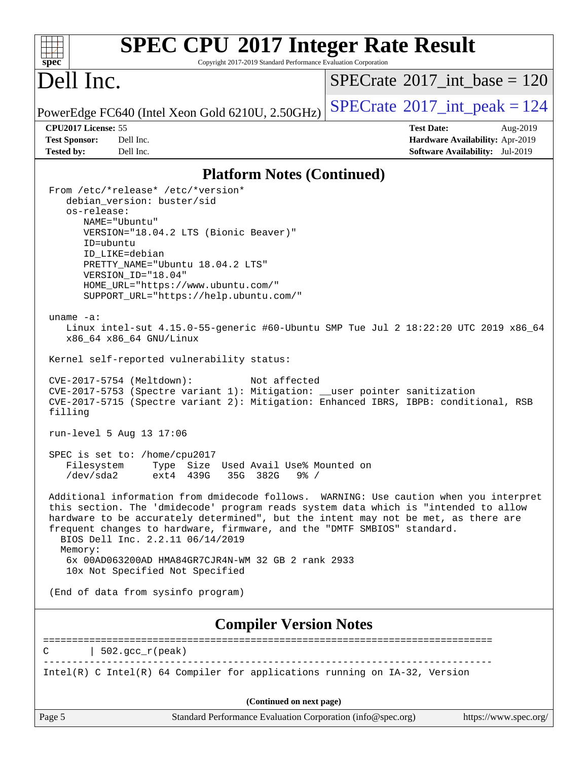## Platform Notes (Continued)

```
From /etc/*release* /etc/*version*
   debian_version: buster/sid
   os-release:
      NAME="Ubuntu"
      VERSION="18.04.2 LTS (Bionic Beaver)"
      ID=ubuntu
      ID_LIKE=debian
      PRETTY_NAME="Ubuntu 18.04.2 LTS"
      VERSION_ID="18.04"
      HOME_URL="https://www.ubuntu.com/"
      SUPPORT_URL="https://help.ubuntu.com/"

uname -a:
   Linux intel-sut 4.15.0-55-generic #60-Ubuntu SMP Tue Jul 2 18:22:20 UTC 2019 x86_64
   x86_64 x86_64 GNU/Linux

Kernel self-reported vulnerability status:

CVE-2017-5754 (Meltdown):          Not affected
CVE-2017-5753 (Spectre variant 1): Mitigation: __user pointer sanitization
CVE-2017-5715 (Spectre variant 2): Mitigation: Enhanced IBRS, IBPB: conditional, RSB
filling

run-level 5 Aug 13 17:06

SPEC is set to: /home/cpu2017
   Filesystem     Type  Size  Used Avail Use% Mounted on
   /dev/sda2      ext4  439G   35G  382G   9% /

Additional information from dmidecode follows.  WARNING: Use caution when you interpret
this section. The 'dmidecode' program reads system data which is "intended to allow
hardware to be accurately determined", but the intent may not be met, as there are
frequent changes to hardware, firmware, and the "DMTF SMBIOS" standard.
  BIOS Dell Inc. 2.2.11 06/14/2019
  Memory:
   6x 00AD063200AD HMA84GR7CJR4N-WM 32 GB 2 rank 2933
   10x Not Specified Not Specified

(End of data from sysinfo program)
```

## Compiler Version Notes

```
==============================================================================
C       | 502.gcc_r(peak)
------------------------------------------------------------------------------
Intel(R) C Intel(R) 64 Compiler for applications running on IA-32, Version
```

(Continued on next page)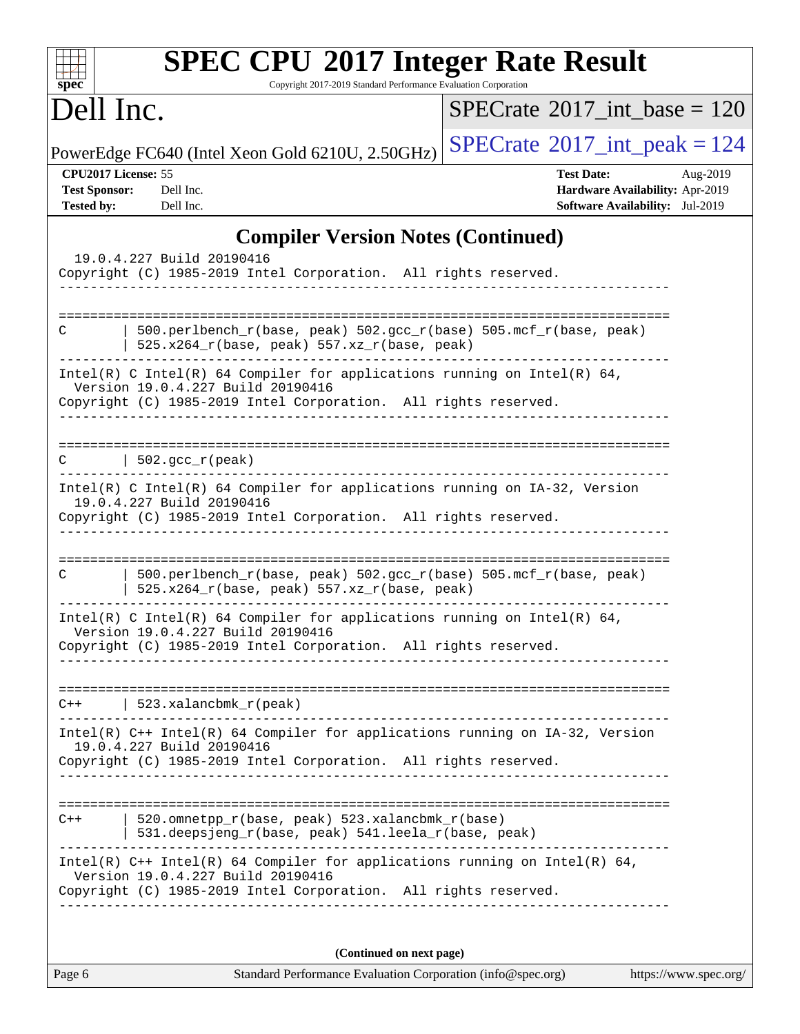## Compiler Version Notes (Continued)

```
  19.0.4.227 Build 20190416
Copyright (C) 1985-2019 Intel Corporation.  All rights reserved.
------------------------------------------------------------------------------

==============================================================================
C       | 500.perlbench_r(base, peak) 502.gcc_r(base) 505.mcf_r(base, peak)
        | 525.x264_r(base, peak) 557.xz_r(base, peak)
------------------------------------------------------------------------------
Intel(R) C Intel(R) 64 Compiler for applications running on Intel(R) 64,
  Version 19.0.4.227 Build 20190416
Copyright (C) 1985-2019 Intel Corporation.  All rights reserved.
------------------------------------------------------------------------------

==============================================================================
C       | 502.gcc_r(peak)
------------------------------------------------------------------------------
Intel(R) C Intel(R) 64 Compiler for applications running on IA-32, Version
  19.0.4.227 Build 20190416
Copyright (C) 1985-2019 Intel Corporation.  All rights reserved.
------------------------------------------------------------------------------

==============================================================================
C       | 500.perlbench_r(base, peak) 502.gcc_r(base) 505.mcf_r(base, peak)
        | 525.x264_r(base, peak) 557.xz_r(base, peak)
------------------------------------------------------------------------------
Intel(R) C Intel(R) 64 Compiler for applications running on Intel(R) 64,
  Version 19.0.4.227 Build 20190416
Copyright (C) 1985-2019 Intel Corporation.  All rights reserved.
------------------------------------------------------------------------------

==============================================================================
C++     | 523.xalancbmk_r(peak)
------------------------------------------------------------------------------
Intel(R) C++ Intel(R) 64 Compiler for applications running on IA-32, Version
  19.0.4.227 Build 20190416
Copyright (C) 1985-2019 Intel Corporation.  All rights reserved.
------------------------------------------------------------------------------

==============================================================================
C++     | 520.omnetpp_r(base, peak) 523.xalancbmk_r(base)
        | 531.deepsjeng_r(base, peak) 541.leela_r(base, peak)
------------------------------------------------------------------------------
Intel(R) C++ Intel(R) 64 Compiler for applications running on Intel(R) 64,
  Version 19.0.4.227 Build 20190416
Copyright (C) 1985-2019 Intel Corporation.  All rights reserved.
------------------------------------------------------------------------------
```

**(Continued on next page)**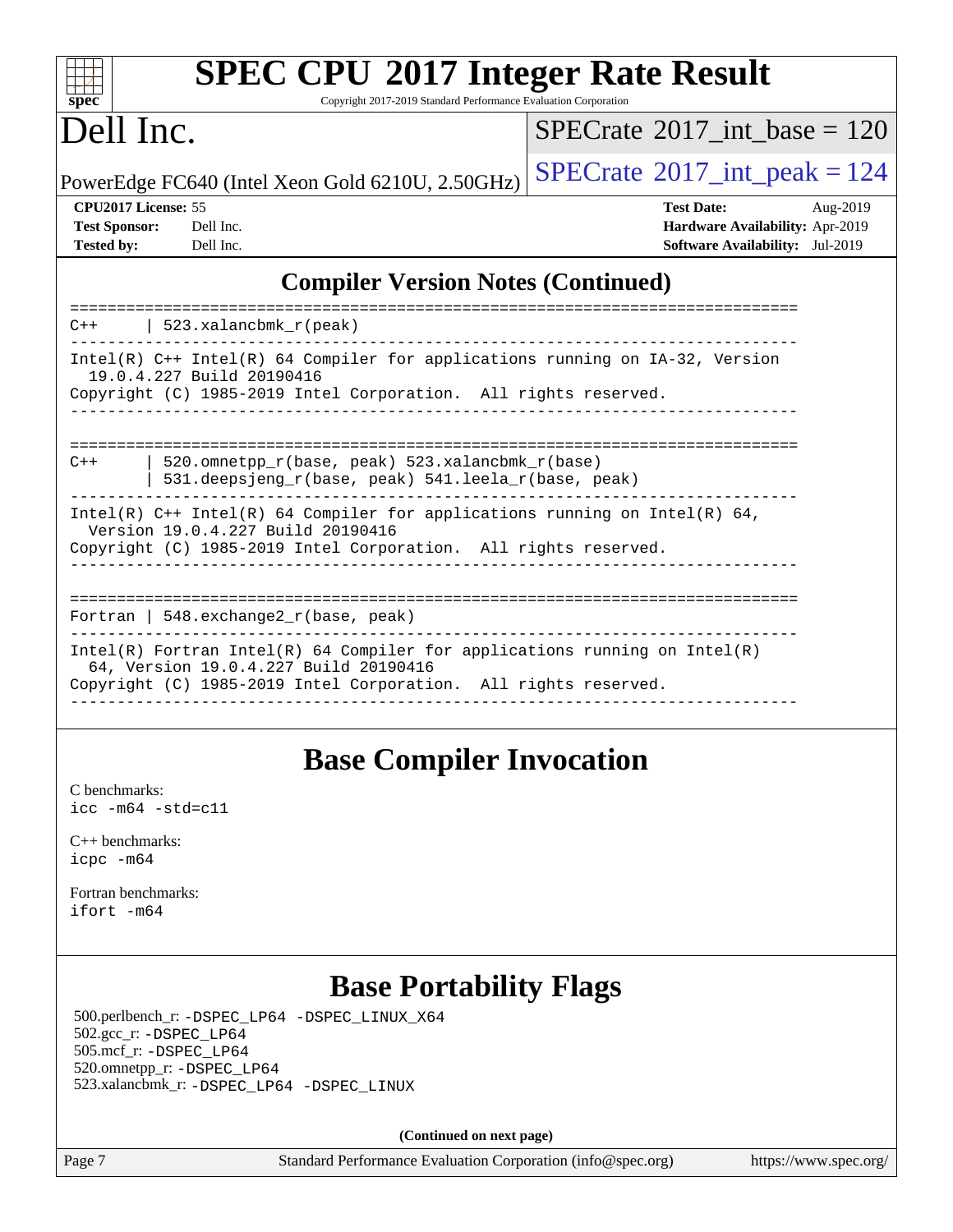## Compiler Version Notes (Continued)

```
==============================================================================
C++     | 523.xalancbmk_r(peak)
------------------------------------------------------------------------------
Intel(R) C++ Intel(R) 64 Compiler for applications running on IA-32, Version
  19.0.4.227 Build 20190416
Copyright (C) 1985-2019 Intel Corporation.  All rights reserved.
------------------------------------------------------------------------------

==============================================================================
C++     | 520.omnetpp_r(base, peak) 523.xalancbmk_r(base)
        | 531.deepsjeng_r(base, peak) 541.leela_r(base, peak)
------------------------------------------------------------------------------
Intel(R) C++ Intel(R) 64 Compiler for applications running on Intel(R) 64,
  Version 19.0.4.227 Build 20190416
Copyright (C) 1985-2019 Intel Corporation.  All rights reserved.
------------------------------------------------------------------------------

==============================================================================
Fortran | 548.exchange2_r(base, peak)
------------------------------------------------------------------------------
Intel(R) Fortran Intel(R) 64 Compiler for applications running on Intel(R)
  64, Version 19.0.4.227 Build 20190416
Copyright (C) 1985-2019 Intel Corporation.  All rights reserved.
------------------------------------------------------------------------------
```

## Base Compiler Invocation

C benchmarks:
`icc -m64 -std=c11`

C++ benchmarks:
`icpc -m64`

Fortran benchmarks:
`ifort -m64`

## Base Portability Flags

500.perlbench_r: `-DSPEC_LP64 -DSPEC_LINUX_X64`
502.gcc_r: `-DSPEC_LP64`
505.mcf_r: `-DSPEC_LP64`
520.omnetpp_r: `-DSPEC_LP64`
523.xalancbmk_r: `-DSPEC_LP64 -DSPEC_LINUX`

**(Continued on next page)**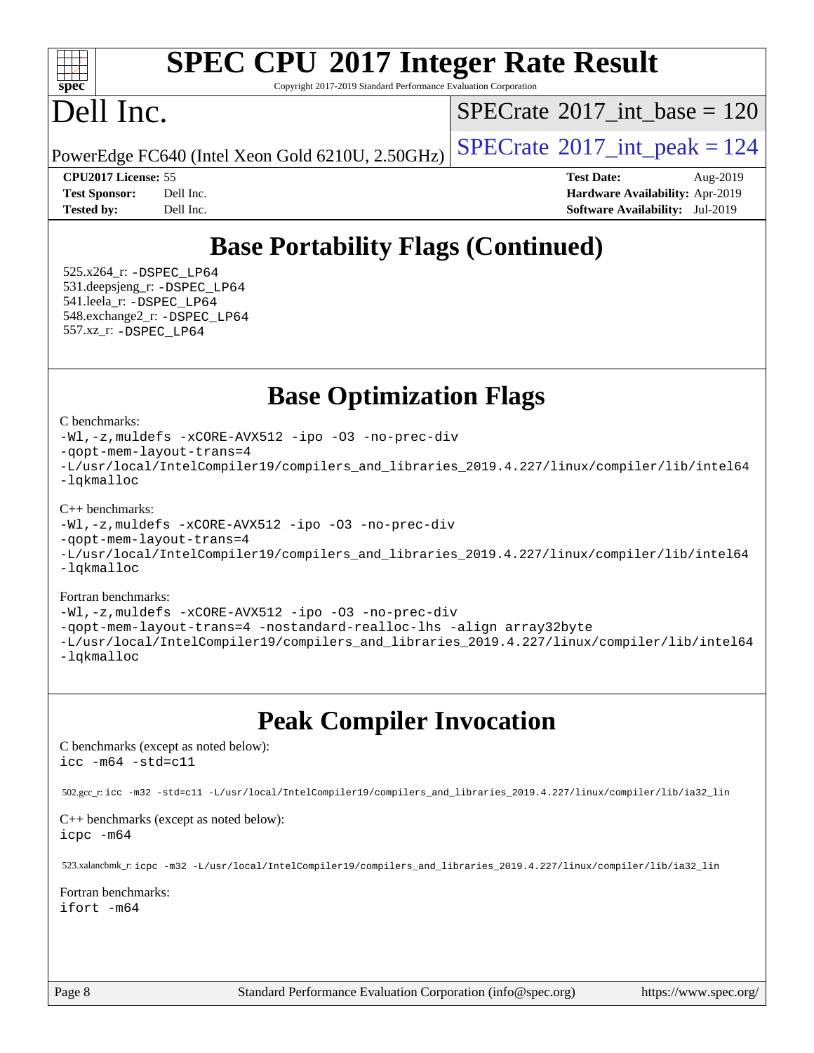# SPEC CPU 2017 Integer Rate Result

Copyright 2017-2019 Standard Performance Evaluation Corporation

# Dell Inc.

PowerEdge FC640 (Intel Xeon Gold 6210U, 2.50GHz)

SPECrate 2017_int_base = 120

SPECrate 2017_int_peak = 124

**CPU2017 License:** 55
**Test Sponsor:** Dell Inc.
**Tested by:** Dell Inc.

**Test Date:** Aug-2019
**Hardware Availability:** Apr-2019
**Software Availability:** Jul-2019

## Base Portability Flags (Continued)

525.x264_r: -DSPEC_LP64
531.deepsjeng_r: -DSPEC_LP64
541.leela_r: -DSPEC_LP64
548.exchange2_r: -DSPEC_LP64
557.xz_r: -DSPEC_LP64

## Base Optimization Flags

C benchmarks:

```
-Wl,-z,muldefs -xCORE-AVX512 -ipo -O3 -no-prec-div
-qopt-mem-layout-trans=4
-L/usr/local/IntelCompiler19/compilers_and_libraries_2019.4.227/linux/compiler/lib/intel64
-lqkmalloc
```

C++ benchmarks:

```
-Wl,-z,muldefs -xCORE-AVX512 -ipo -O3 -no-prec-div
-qopt-mem-layout-trans=4
-L/usr/local/IntelCompiler19/compilers_and_libraries_2019.4.227/linux/compiler/lib/intel64
-lqkmalloc
```

Fortran benchmarks:

```
-Wl,-z,muldefs -xCORE-AVX512 -ipo -O3 -no-prec-div
-qopt-mem-layout-trans=4 -nostandard-realloc-lhs -align array32byte
-L/usr/local/IntelCompiler19/compilers_and_libraries_2019.4.227/linux/compiler/lib/intel64
-lqkmalloc
```

## Peak Compiler Invocation

C benchmarks (except as noted below):

```
icc -m64 -std=c11
```

502.gcc_r: icc -m32 -std=c11 -L/usr/local/IntelCompiler19/compilers_and_libraries_2019.4.227/linux/compiler/lib/ia32_lin

C++ benchmarks (except as noted below):

```
icpc -m64
```

523.xalancbmk_r: icpc -m32 -L/usr/local/IntelCompiler19/compilers_and_libraries_2019.4.227/linux/compiler/lib/ia32_lin

Fortran benchmarks:

```
ifort -m64
```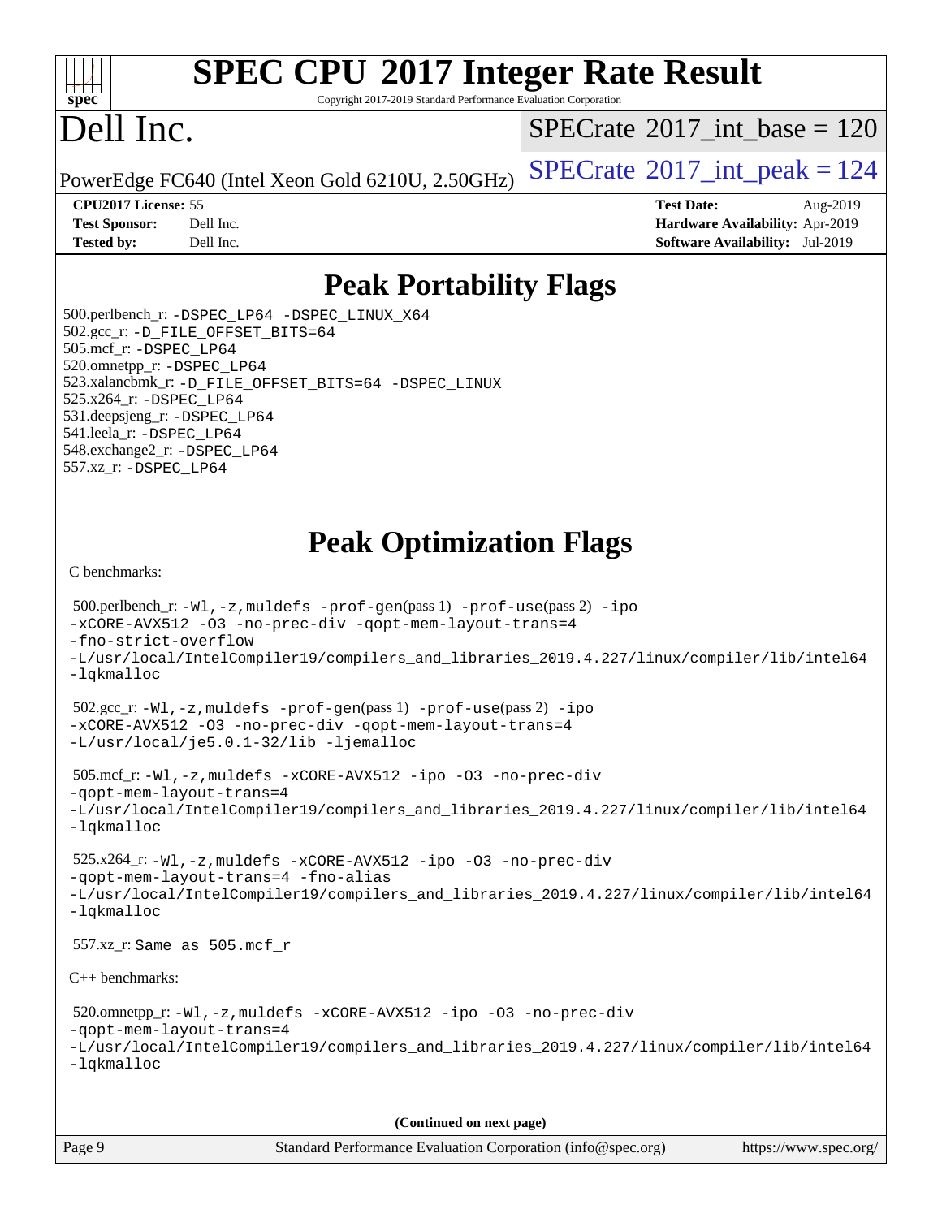# Peak Portability Flags

500.perlbench_r: -DSPEC_LP64 -DSPEC_LINUX_X64
502.gcc_r: -D_FILE_OFFSET_BITS=64
505.mcf_r: -DSPEC_LP64
520.omnetpp_r: -DSPEC_LP64
523.xalancbmk_r: -D_FILE_OFFSET_BITS=64 -DSPEC_LINUX
525.x264_r: -DSPEC_LP64
531.deepsjeng_r: -DSPEC_LP64
541.leela_r: -DSPEC_LP64
548.exchange2_r: -DSPEC_LP64
557.xz_r: -DSPEC_LP64

# Peak Optimization Flags

C benchmarks:

500.perlbench_r: -Wl,-z,muldefs -prof-gen(pass 1) -prof-use(pass 2) -ipo -xCORE-AVX512 -O3 -no-prec-div -qopt-mem-layout-trans=4 -fno-strict-overflow -L/usr/local/IntelCompiler19/compilers_and_libraries_2019.4.227/linux/compiler/lib/intel64 -lqkmalloc

502.gcc_r: -Wl,-z,muldefs -prof-gen(pass 1) -prof-use(pass 2) -ipo -xCORE-AVX512 -O3 -no-prec-div -qopt-mem-layout-trans=4 -L/usr/local/je5.0.1-32/lib -ljemalloc

505.mcf_r: -Wl,-z,muldefs -xCORE-AVX512 -ipo -O3 -no-prec-div -qopt-mem-layout-trans=4 -L/usr/local/IntelCompiler19/compilers_and_libraries_2019.4.227/linux/compiler/lib/intel64 -lqkmalloc

525.x264_r: -Wl,-z,muldefs -xCORE-AVX512 -ipo -O3 -no-prec-div -qopt-mem-layout-trans=4 -fno-alias -L/usr/local/IntelCompiler19/compilers_and_libraries_2019.4.227/linux/compiler/lib/intel64 -lqkmalloc

557.xz_r: Same as 505.mcf_r

C++ benchmarks:

520.omnetpp_r: -Wl,-z,muldefs -xCORE-AVX512 -ipo -O3 -no-prec-div -qopt-mem-layout-trans=4 -L/usr/local/IntelCompiler19/compilers_and_libraries_2019.4.227/linux/compiler/lib/intel64 -lqkmalloc

(Continued on next page)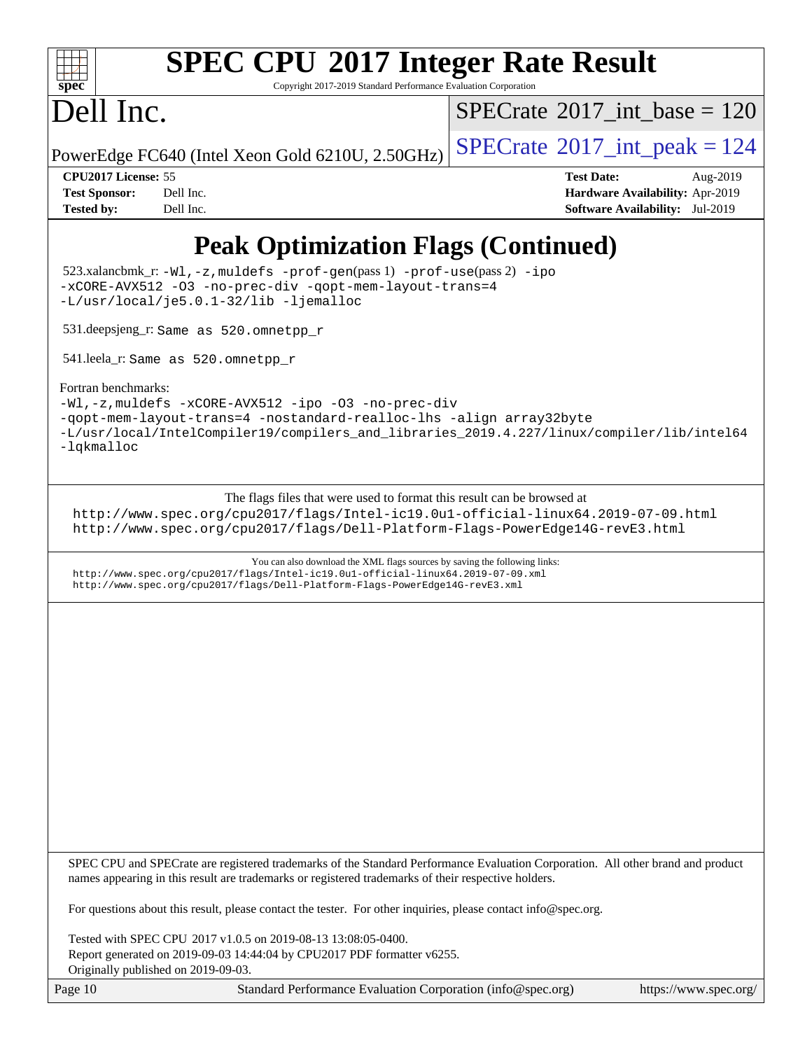# Peak Optimization Flags (Continued)

523.xalancbmk_r: -Wl,-z,muldefs -prof-gen(pass 1) -prof-use(pass 2) -ipo -xCORE-AVX512 -O3 -no-prec-div -qopt-mem-layout-trans=4 -L/usr/local/je5.0.1-32/lib -ljemalloc

531.deepsjeng_r: Same as 520.omnetpp_r

541.leela_r: Same as 520.omnetpp_r

Fortran benchmarks:

-Wl,-z,muldefs -xCORE-AVX512 -ipo -O3 -no-prec-div -qopt-mem-layout-trans=4 -nostandard-realloc-lhs -align array32byte -L/usr/local/IntelCompiler19/compilers_and_libraries_2019.4.227/linux/compiler/lib/intel64 -lqkmalloc

The flags files that were used to format this result can be browsed at
http://www.spec.org/cpu2017/flags/Intel-ic19.0u1-official-linux64.2019-07-09.html
http://www.spec.org/cpu2017/flags/Dell-Platform-Flags-PowerEdge14G-revE3.html

You can also download the XML flags sources by saving the following links:
http://www.spec.org/cpu2017/flags/Intel-ic19.0u1-official-linux64.2019-07-09.xml
http://www.spec.org/cpu2017/flags/Dell-Platform-Flags-PowerEdge14G-revE3.xml

SPEC CPU and SPECrate are registered trademarks of the Standard Performance Evaluation Corporation. All other brand and product names appearing in this result are trademarks or registered trademarks of their respective holders.

For questions about this result, please contact the tester. For other inquiries, please contact info@spec.org.

Tested with SPEC CPU 2017 v1.0.5 on 2019-08-13 13:08:05-0400.
Report generated on 2019-09-03 14:44:04 by CPU2017 PDF formatter v6255.
Originally published on 2019-09-03.